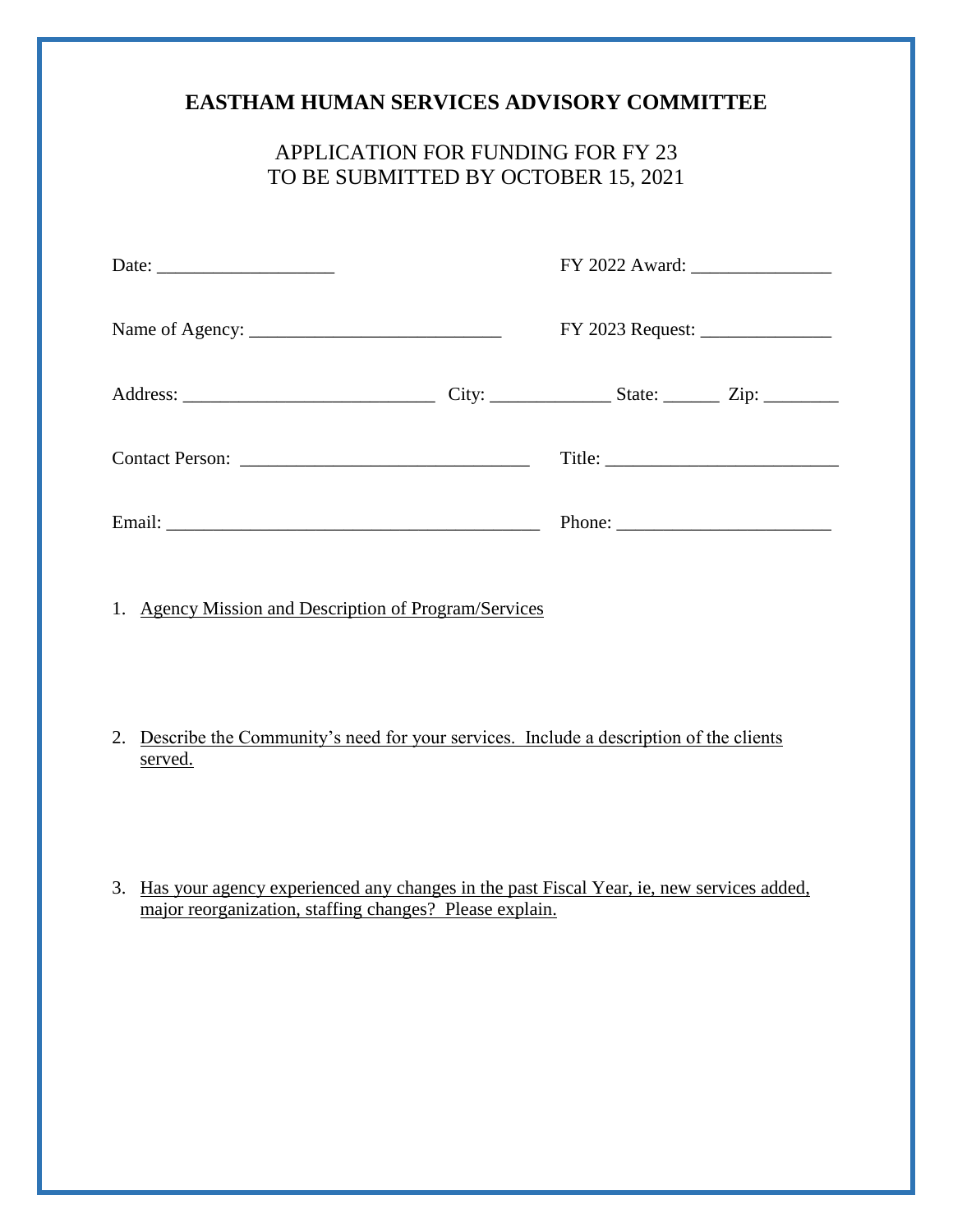# EASTHAM HUMAN SERVICES ADVISORY COMMITTEE

APPLICATION FOR FUNDING FOR FY 23
TO BE SUBMITTED BY OCTOBER 15, 2021

Date: ___________________ FY 2022 Award: _______________

Name of Agency: ___________________________ FY 2023 Request: ______________

Address: ___________________________ City: _____________ State: ______ Zip: ________

Contact Person: _______________________________ Title: ________________________

Email: ________________________________________ Phone: ______________________

1. Agency Mission and Description of Program/Services

2. Describe the Community's need for your services. Include a description of the clients served.

3. Has your agency experienced any changes in the past Fiscal Year, ie, new services added, major reorganization, staffing changes? Please explain.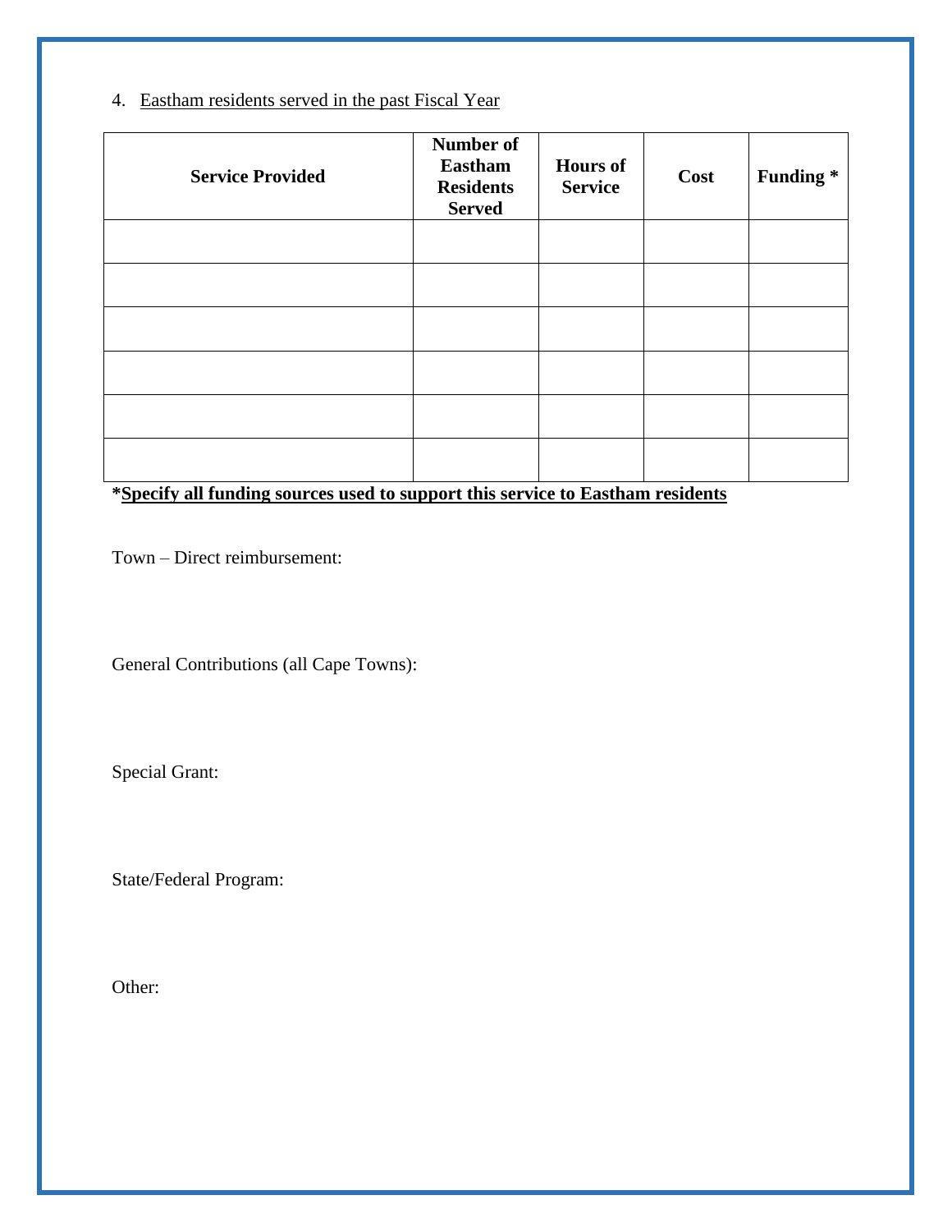4. <u>Eastham residents served in the past Fiscal Year</u>

| Service Provided | Number of Eastham Residents Served | Hours of Service | Cost | Funding * |
|---|---|---|---|---|
| | | | | |
| | | | | |
| | | | | |
| | | | | |
| | | | | |
| | | | | |

***<u>Specify all funding sources used to support this service to Eastham residents</u>**

Town – Direct reimbursement:

General Contributions (all Cape Towns):

Special Grant:

State/Federal Program:

Other: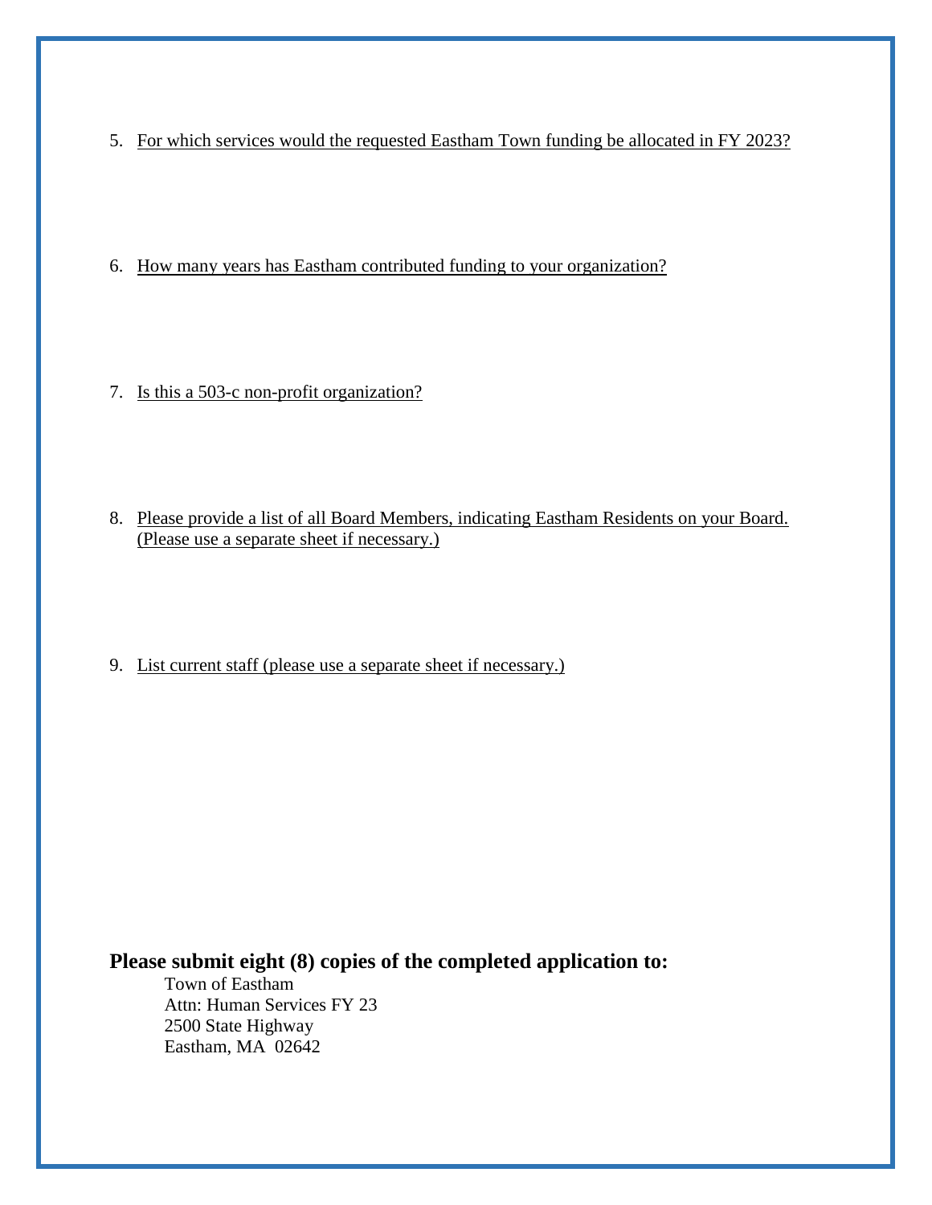5. For which services would the requested Eastham Town funding be allocated in FY 2023?

6. How many years has Eastham contributed funding to your organization?

7. Is this a 503-c non-profit organization?

8. Please provide a list of all Board Members, indicating Eastham Residents on your Board. (Please use a separate sheet if necessary.)

9. List current staff (please use a separate sheet if necessary.)

**Please submit eight (8) copies of the completed application to:**

Town of Eastham
Attn: Human Services FY 23
2500 State Highway
Eastham, MA  02642